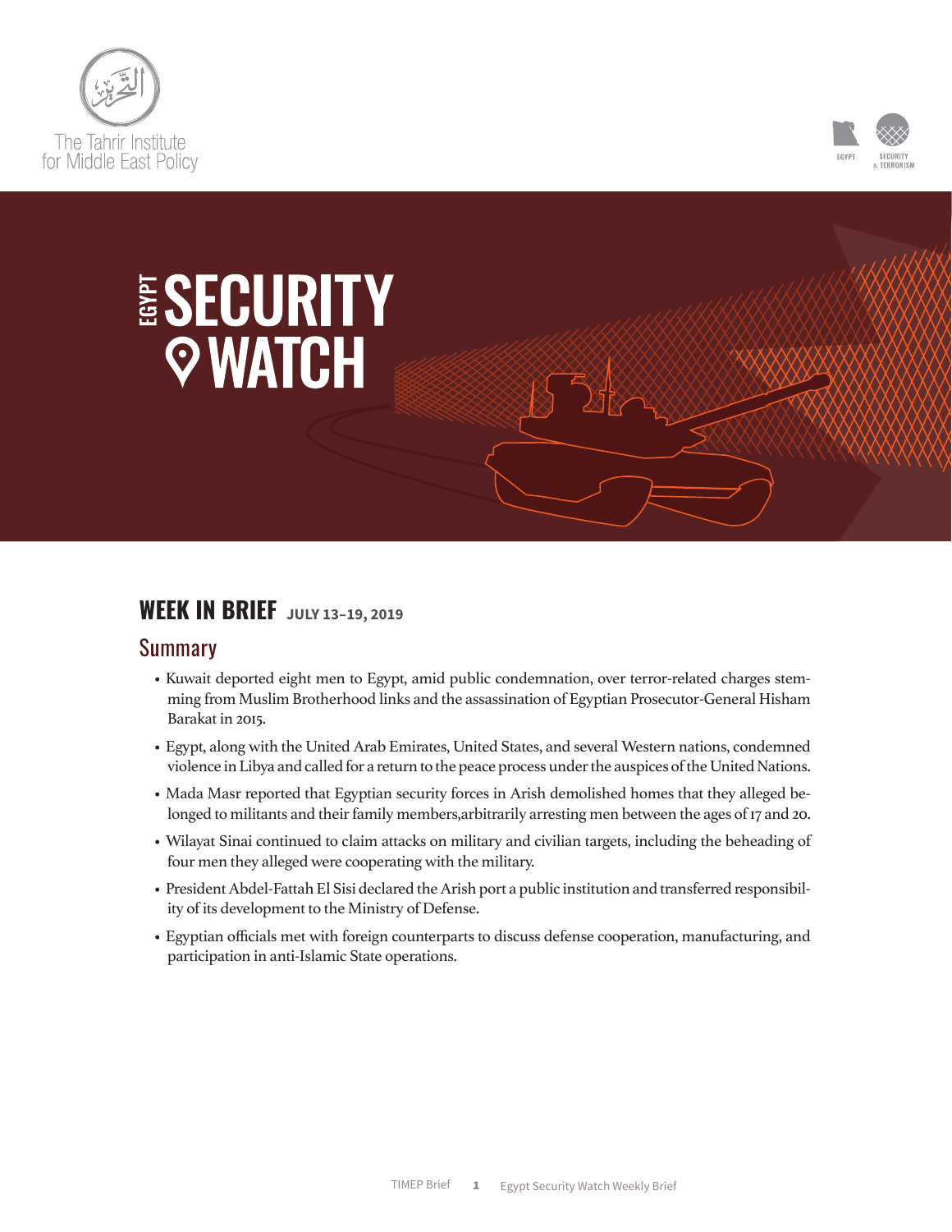The Tahrir Institute for Middle East Policy

EGYPT | SECURITY & TERRORISM

# EGYPT SECURITY WATCH

## WEEK IN BRIEF JULY 13–19, 2019

### Summary

- Kuwait deported eight men to Egypt, amid public condemnation, over terror-related charges stemming from Muslim Brotherhood links and the assassination of Egyptian Prosecutor-General Hisham Barakat in 2015.
- Egypt, along with the United Arab Emirates, United States, and several Western nations, condemned violence in Libya and called for a return to the peace process under the auspices of the United Nations.
- Mada Masr reported that Egyptian security forces in Arish demolished homes that they alleged belonged to militants and their family members,arbitrarily arresting men between the ages of 17 and 20.
- Wilayat Sinai continued to claim attacks on military and civilian targets, including the beheading of four men they alleged were cooperating with the military.
- President Abdel-Fattah El Sisi declared the Arish port a public institution and transferred responsibility of its development to the Ministry of Defense.
- Egyptian officials met with foreign counterparts to discuss defense cooperation, manufacturing, and participation in anti-Islamic State operations.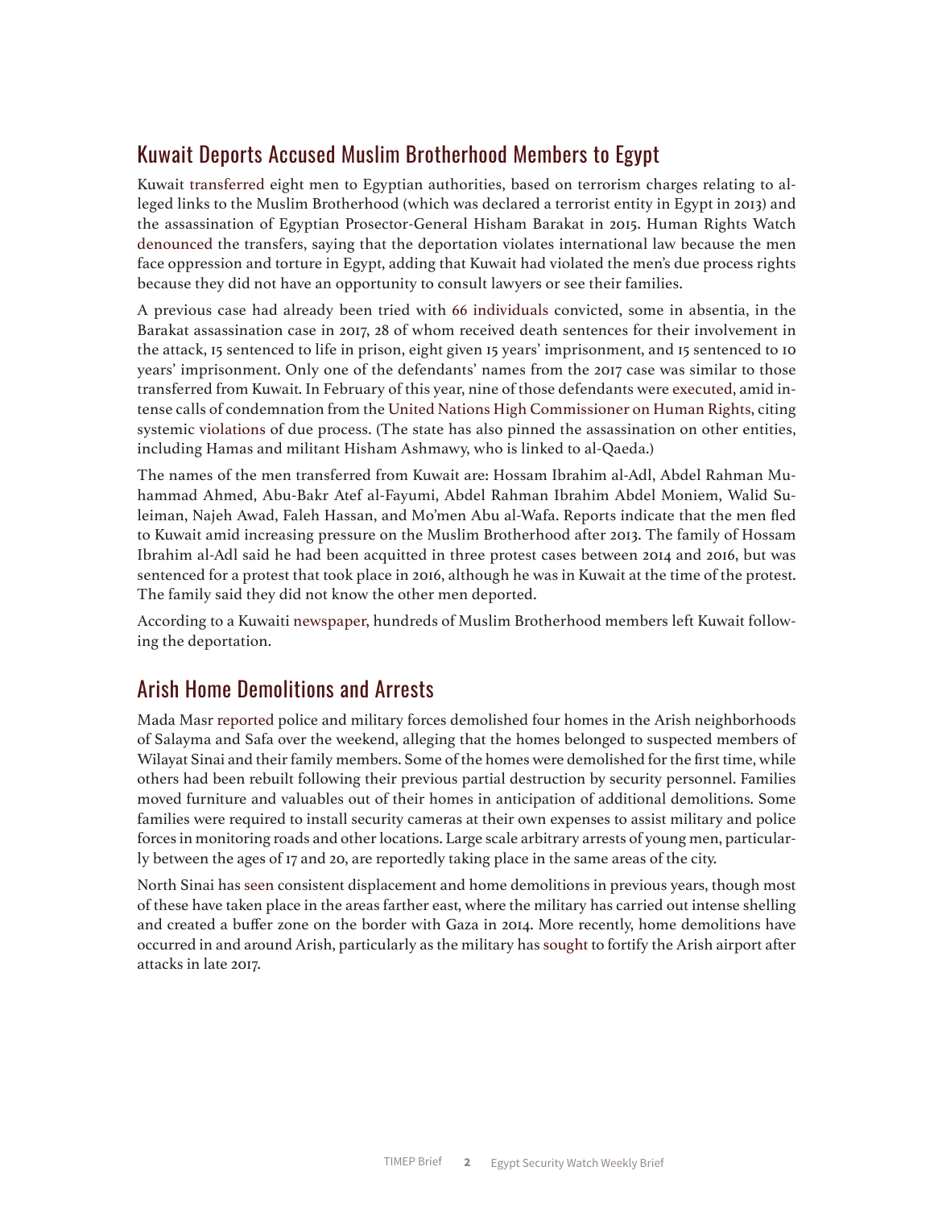## Kuwait Deports Accused Muslim Brotherhood Members to Egypt

Kuwait transferred eight men to Egyptian authorities, based on terrorism charges relating to alleged links to the Muslim Brotherhood (which was declared a terrorist entity in Egypt in 2013) and the assassination of Egyptian Prosector-General Hisham Barakat in 2015. Human Rights Watch denounced the transfers, saying that the deportation violates international law because the men face oppression and torture in Egypt, adding that Kuwait had violated the men's due process rights because they did not have an opportunity to consult lawyers or see their families.

A previous case had already been tried with 66 individuals convicted, some in absentia, in the Barakat assassination case in 2017, 28 of whom received death sentences for their involvement in the attack, 15 sentenced to life in prison, eight given 15 years' imprisonment, and 15 sentenced to 10 years' imprisonment. Only one of the defendants' names from the 2017 case was similar to those transferred from Kuwait. In February of this year, nine of those defendants were executed, amid intense calls of condemnation from the United Nations High Commissioner on Human Rights, citing systemic violations of due process. (The state has also pinned the assassination on other entities, including Hamas and militant Hisham Ashmawy, who is linked to al-Qaeda.)

The names of the men transferred from Kuwait are: Hossam Ibrahim al-Adl, Abdel Rahman Muhammad Ahmed, Abu-Bakr Atef al-Fayumi, Abdel Rahman Ibrahim Abdel Moniem, Walid Suleiman, Najeh Awad, Faleh Hassan, and Mo'men Abu al-Wafa. Reports indicate that the men fled to Kuwait amid increasing pressure on the Muslim Brotherhood after 2013. The family of Hossam Ibrahim al-Adl said he had been acquitted in three protest cases between 2014 and 2016, but was sentenced for a protest that took place in 2016, although he was in Kuwait at the time of the protest. The family said they did not know the other men deported.

According to a Kuwaiti newspaper, hundreds of Muslim Brotherhood members left Kuwait following the deportation.

## Arish Home Demolitions and Arrests

Mada Masr reported police and military forces demolished four homes in the Arish neighborhoods of Salayma and Safa over the weekend, alleging that the homes belonged to suspected members of Wilayat Sinai and their family members. Some of the homes were demolished for the first time, while others had been rebuilt following their previous partial destruction by security personnel. Families moved furniture and valuables out of their homes in anticipation of additional demolitions. Some families were required to install security cameras at their own expenses to assist military and police forces in monitoring roads and other locations. Large scale arbitrary arrests of young men, particularly between the ages of 17 and 20, are reportedly taking place in the same areas of the city.

North Sinai has seen consistent displacement and home demolitions in previous years, though most of these have taken place in the areas farther east, where the military has carried out intense shelling and created a buffer zone on the border with Gaza in 2014. More recently, home demolitions have occurred in and around Arish, particularly as the military has sought to fortify the Arish airport after attacks in late 2017.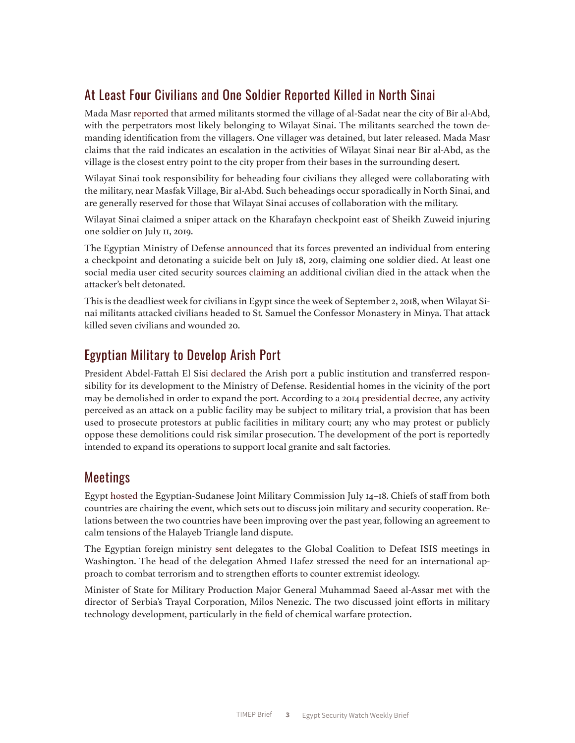## At Least Four Civilians and One Soldier Reported Killed in North Sinai

Mada Masr reported that armed militants stormed the village of al-Sadat near the city of Bir al-Abd, with the perpetrators most likely belonging to Wilayat Sinai. The militants searched the town demanding identification from the villagers. One villager was detained, but later released. Mada Masr claims that the raid indicates an escalation in the activities of Wilayat Sinai near Bir al-Abd, as the village is the closest entry point to the city proper from their bases in the surrounding desert.

Wilayat Sinai took responsibility for beheading four civilians they alleged were collaborating with the military, near Masfak Village, Bir al-Abd. Such beheadings occur sporadically in North Sinai, and are generally reserved for those that Wilayat Sinai accuses of collaboration with the military.

Wilayat Sinai claimed a sniper attack on the Kharafayn checkpoint east of Sheikh Zuweid injuring one soldier on July 11, 2019.

The Egyptian Ministry of Defense announced that its forces prevented an individual from entering a checkpoint and detonating a suicide belt on July 18, 2019, claiming one soldier died. At least one social media user cited security sources claiming an additional civilian died in the attack when the attacker's belt detonated.

This is the deadliest week for civilians in Egypt since the week of September 2, 2018, when Wilayat Sinai militants attacked civilians headed to St. Samuel the Confessor Monastery in Minya. That attack killed seven civilians and wounded 20.

## Egyptian Military to Develop Arish Port

President Abdel-Fattah El Sisi declared the Arish port a public institution and transferred responsibility for its development to the Ministry of Defense. Residential homes in the vicinity of the port may be demolished in order to expand the port. According to a 2014 presidential decree, any activity perceived as an attack on a public facility may be subject to military trial, a provision that has been used to prosecute protestors at public facilities in military court; any who may protest or publicly oppose these demolitions could risk similar prosecution. The development of the port is reportedly intended to expand its operations to support local granite and salt factories.

## Meetings

Egypt hosted the Egyptian-Sudanese Joint Military Commission July 14–18. Chiefs of staff from both countries are chairing the event, which sets out to discuss join military and security cooperation. Relations between the two countries have been improving over the past year, following an agreement to calm tensions of the Halayeb Triangle land dispute.

The Egyptian foreign ministry sent delegates to the Global Coalition to Defeat ISIS meetings in Washington. The head of the delegation Ahmed Hafez stressed the need for an international approach to combat terrorism and to strengthen efforts to counter extremist ideology.

Minister of State for Military Production Major General Muhammad Saeed al-Assar met with the director of Serbia's Trayal Corporation, Milos Nenezic. The two discussed joint efforts in military technology development, particularly in the field of chemical warfare protection.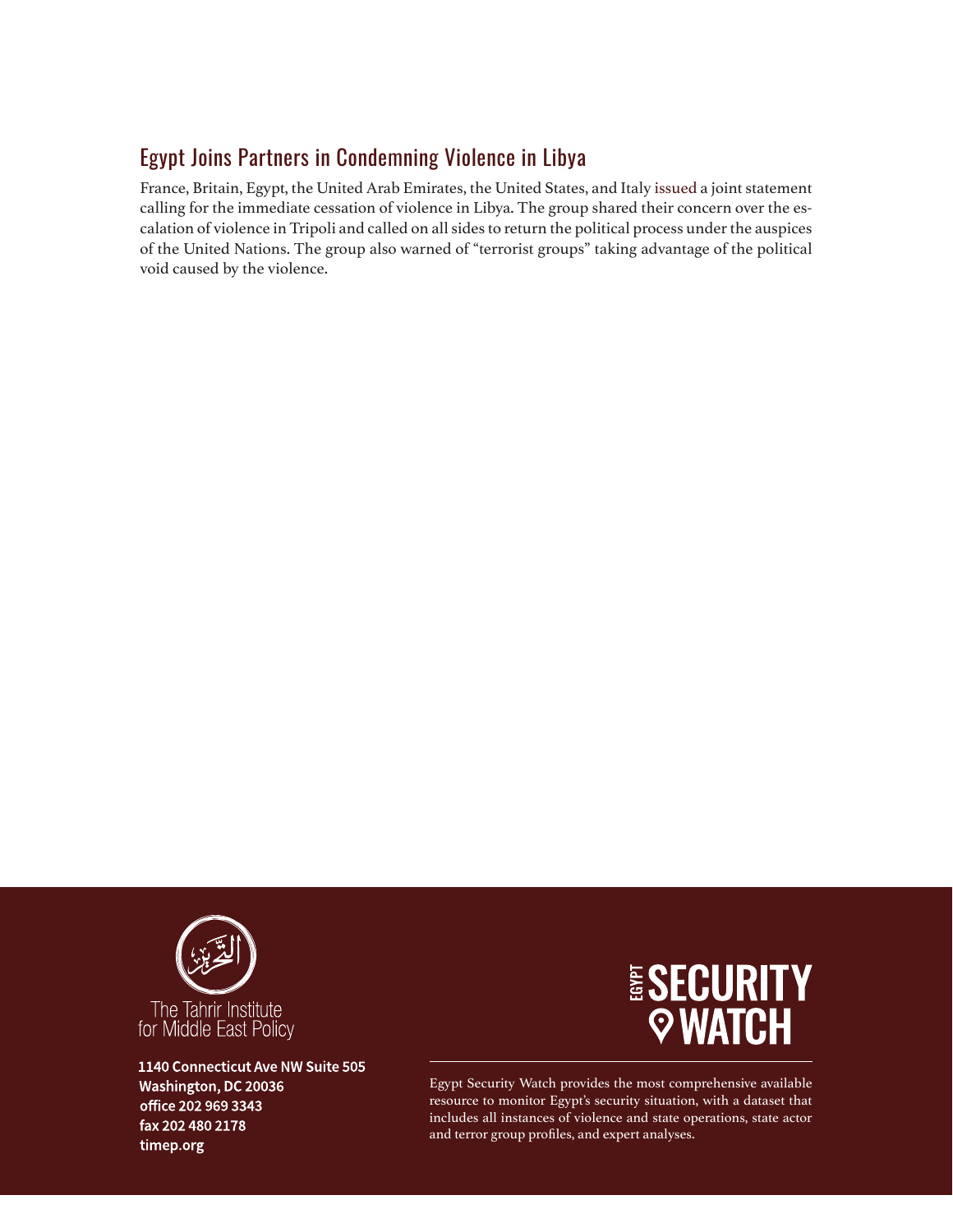## Egypt Joins Partners in Condemning Violence in Libya

France, Britain, Egypt, the United Arab Emirates, the United States, and Italy issued a joint statement calling for the immediate cessation of violence in Libya. The group shared their concern over the escalation of violence in Tripoli and called on all sides to return the political process under the auspices of the United Nations. The group also warned of "terrorist groups" taking advantage of the political void caused by the violence.

The Tahrir Institute for Middle East Policy

**1140 Connecticut Ave NW Suite 505**
**Washington, DC 20036**
**office 202 969 3343**
**fax 202 480 2178**
**timep.org**

EGYPT SECURITY WATCH

Egypt Security Watch provides the most comprehensive available resource to monitor Egypt's security situation, with a dataset that includes all instances of violence and state operations, state actor and terror group profiles, and expert analyses.